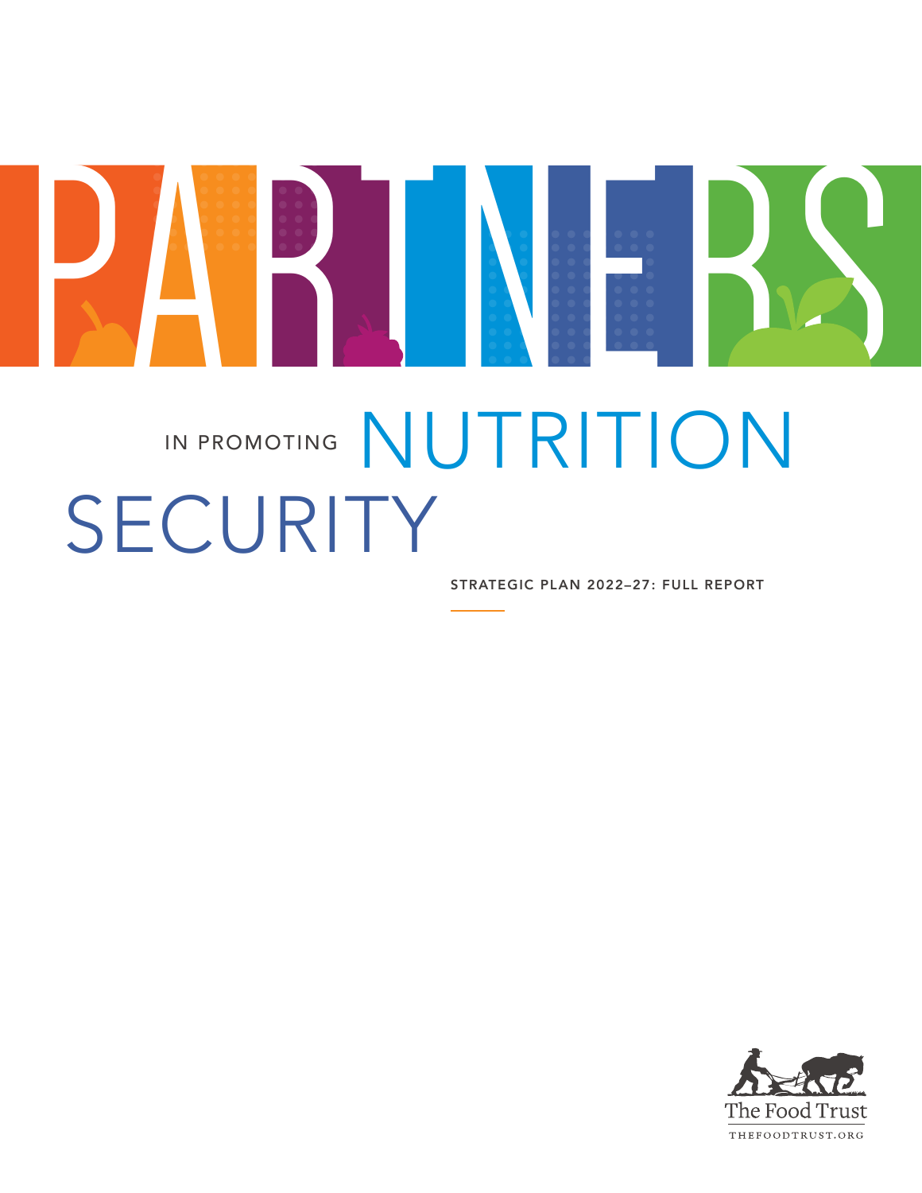# PARTNERS

IN PROMOTING NUTRITION SECURITY

STRATEGIC PLAN 2022–27: FULL REPORT

The Food Trust

THEFOODTRUST.ORG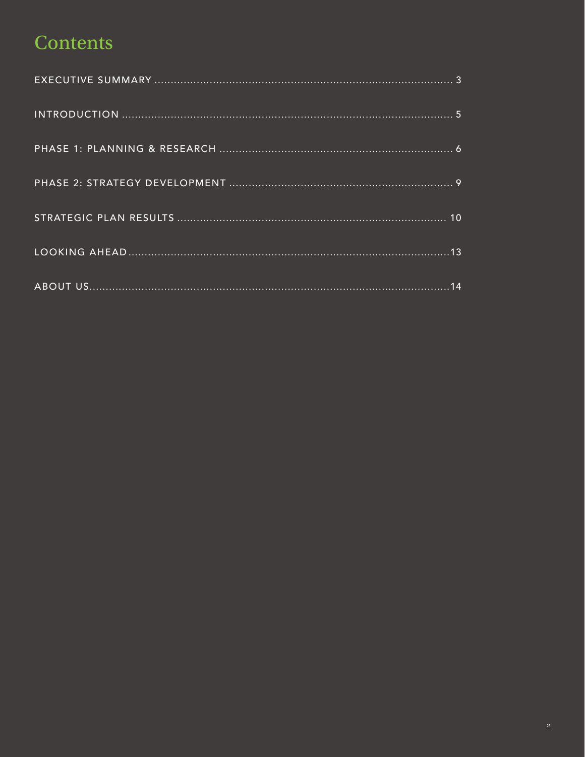# Contents

EXECUTIVE SUMMARY ........................................................................................ 3

INTRODUCTION ................................................................................................ 5

PHASE 1: PLANNING & RESEARCH ...................................................................... 6

PHASE 2: STRATEGY DEVELOPMENT ................................................................... 9

STRATEGIC PLAN RESULTS ................................................................................ 10

LOOKING AHEAD ............................................................................................... 13

ABOUT US ......................................................................................................... 14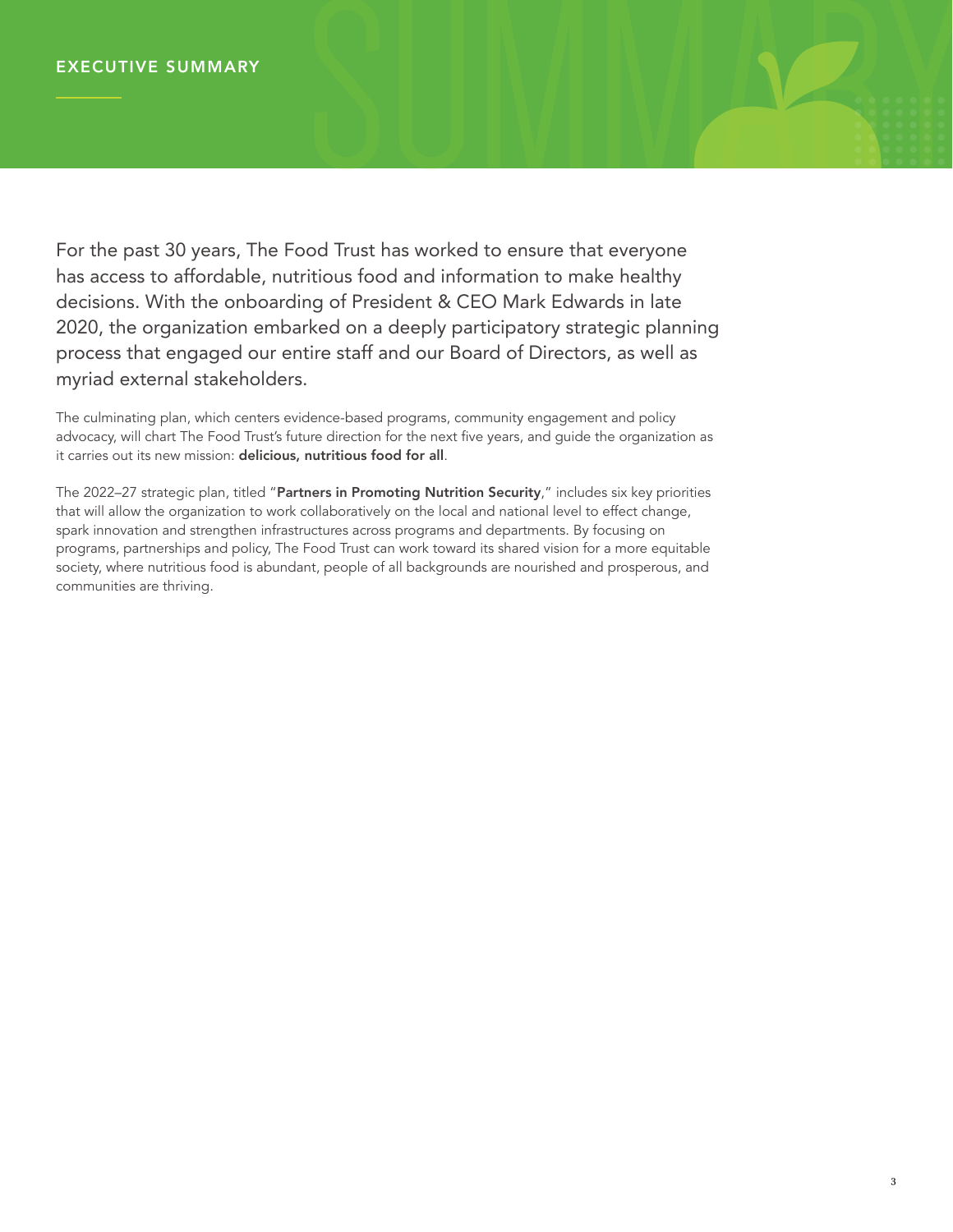# EXECUTIVE SUMMARY

For the past 30 years, The Food Trust has worked to ensure that everyone has access to affordable, nutritious food and information to make healthy decisions. With the onboarding of President & CEO Mark Edwards in late 2020, the organization embarked on a deeply participatory strategic planning process that engaged our entire staff and our Board of Directors, as well as myriad external stakeholders.

The culminating plan, which centers evidence-based programs, community engagement and policy advocacy, will chart The Food Trust's future direction for the next five years, and guide the organization as it carries out its new mission: **delicious, nutritious food for all**.

The 2022–27 strategic plan, titled "**Partners in Promoting Nutrition Security**," includes six key priorities that will allow the organization to work collaboratively on the local and national level to effect change, spark innovation and strengthen infrastructures across programs and departments. By focusing on programs, partnerships and policy, The Food Trust can work toward its shared vision for a more equitable society, where nutritious food is abundant, people of all backgrounds are nourished and prosperous, and communities are thriving.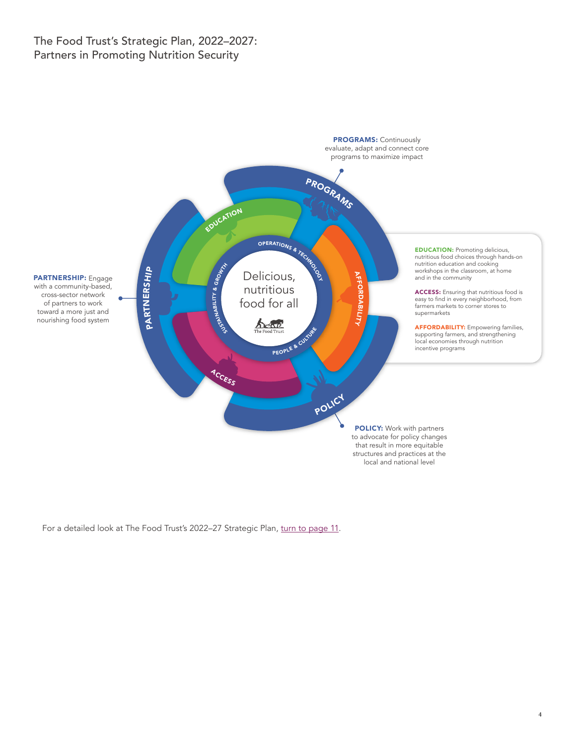# The Food Trust's Strategic Plan, 2022–2027: Partners in Promoting Nutrition Security

**PROGRAMS:** Continuously evaluate, adapt and connect core programs to maximize impact

**PARTNERSHIP:** Engage with a community-based, cross-sector network of partners to work toward a more just and nourishing food system

**EDUCATION:** Promoting delicious, nutritious food choices through hands-on nutrition education and cooking workshops in the classroom, at home and in the community

**ACCESS:** Ensuring that nutritious food is easy to find in every neighborhood, from farmers markets to corner stores to supermarkets

**AFFORDABILITY:** Empowering families, supporting farmers, and strengthening local economies through nutrition incentive programs

**POLICY:** Work with partners to advocate for policy changes that result in more equitable structures and practices at the local and national level

Delicious, nutritious food for all

OPERATIONS & TECHNOLOGY

SUSTAINABILITY & GROWTH

PEOPLE & CULTURE

For a detailed look at The Food Trust's 2022–27 Strategic Plan, turn to page 11.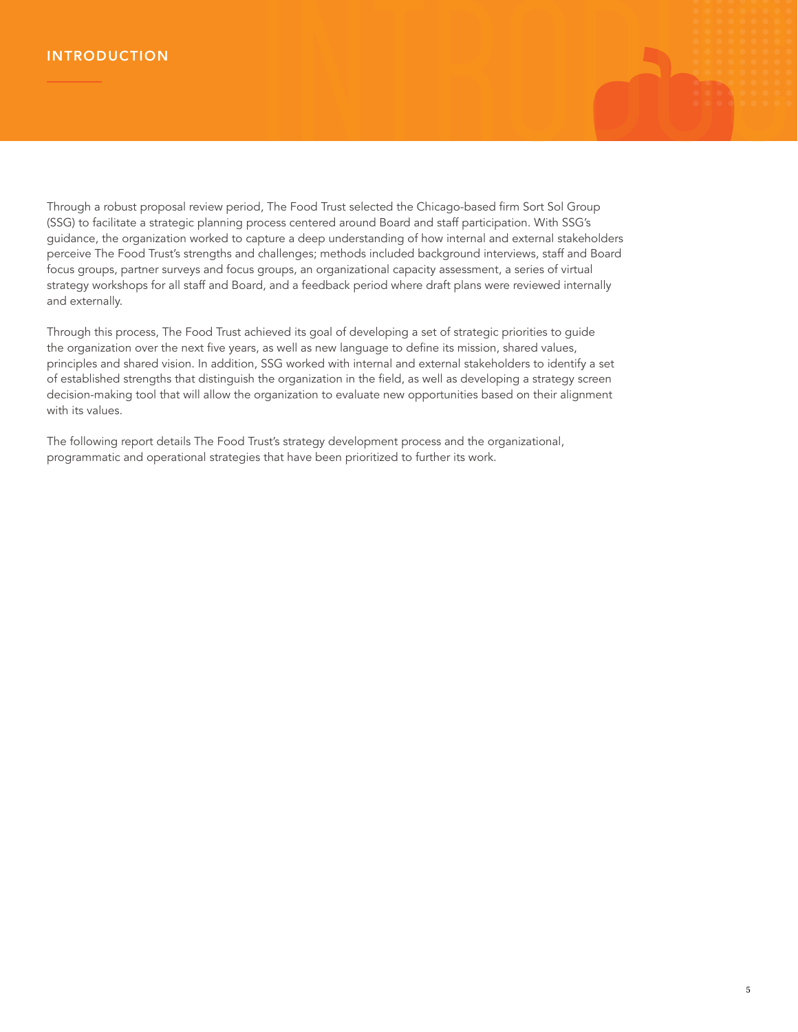# INTRODUCTION

Through a robust proposal review period, The Food Trust selected the Chicago-based firm Sort Sol Group (SSG) to facilitate a strategic planning process centered around Board and staff participation. With SSG's guidance, the organization worked to capture a deep understanding of how internal and external stakeholders perceive The Food Trust's strengths and challenges; methods included background interviews, staff and Board focus groups, partner surveys and focus groups, an organizational capacity assessment, a series of virtual strategy workshops for all staff and Board, and a feedback period where draft plans were reviewed internally and externally.

Through this process, The Food Trust achieved its goal of developing a set of strategic priorities to guide the organization over the next five years, as well as new language to define its mission, shared values, principles and shared vision. In addition, SSG worked with internal and external stakeholders to identify a set of established strengths that distinguish the organization in the field, as well as developing a strategy screen decision-making tool that will allow the organization to evaluate new opportunities based on their alignment with its values.

The following report details The Food Trust's strategy development process and the organizational, programmatic and operational strategies that have been prioritized to further its work.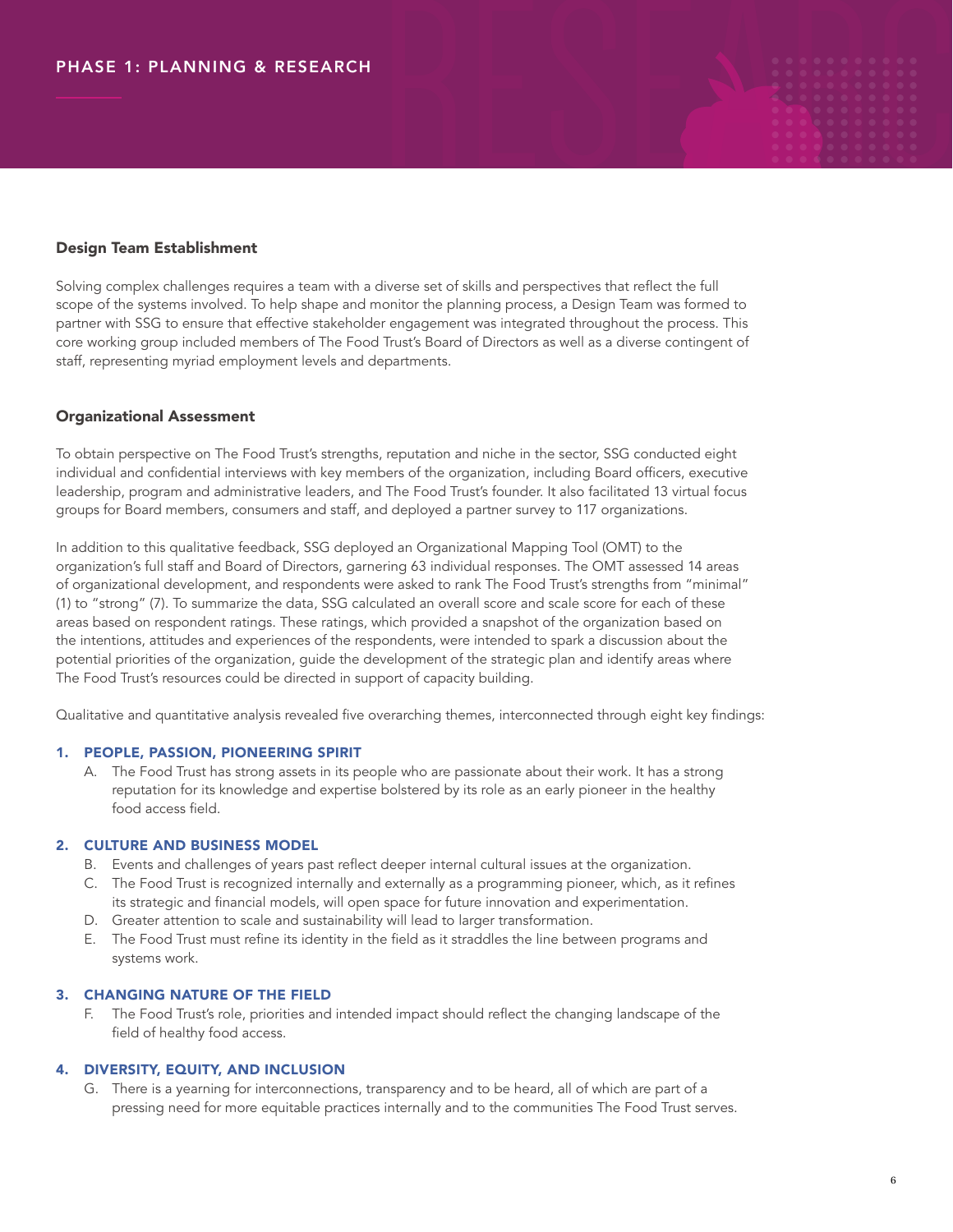## PHASE 1: PLANNING & RESEARCH

### Design Team Establishment

Solving complex challenges requires a team with a diverse set of skills and perspectives that reflect the full scope of the systems involved. To help shape and monitor the planning process, a Design Team was formed to partner with SSG to ensure that effective stakeholder engagement was integrated throughout the process. This core working group included members of The Food Trust's Board of Directors as well as a diverse contingent of staff, representing myriad employment levels and departments.

### Organizational Assessment

To obtain perspective on The Food Trust's strengths, reputation and niche in the sector, SSG conducted eight individual and confidential interviews with key members of the organization, including Board officers, executive leadership, program and administrative leaders, and The Food Trust's founder. It also facilitated 13 virtual focus groups for Board members, consumers and staff, and deployed a partner survey to 117 organizations.

In addition to this qualitative feedback, SSG deployed an Organizational Mapping Tool (OMT) to the organization's full staff and Board of Directors, garnering 63 individual responses. The OMT assessed 14 areas of organizational development, and respondents were asked to rank The Food Trust's strengths from "minimal" (1) to "strong" (7). To summarize the data, SSG calculated an overall score and scale score for each of these areas based on respondent ratings. These ratings, which provided a snapshot of the organization based on the intentions, attitudes and experiences of the respondents, were intended to spark a discussion about the potential priorities of the organization, guide the development of the strategic plan and identify areas where The Food Trust's resources could be directed in support of capacity building.

Qualitative and quantitative analysis revealed five overarching themes, interconnected through eight key findings:

1. **PEOPLE, PASSION, PIONEERING SPIRIT**
   - A. The Food Trust has strong assets in its people who are passionate about their work. It has a strong reputation for its knowledge and expertise bolstered by its role as an early pioneer in the healthy food access field.

2. **CULTURE AND BUSINESS MODEL**
   - B. Events and challenges of years past reflect deeper internal cultural issues at the organization.
   - C. The Food Trust is recognized internally and externally as a programming pioneer, which, as it refines its strategic and financial models, will open space for future innovation and experimentation.
   - D. Greater attention to scale and sustainability will lead to larger transformation.
   - E. The Food Trust must refine its identity in the field as it straddles the line between programs and systems work.

3. **CHANGING NATURE OF THE FIELD**
   - F. The Food Trust's role, priorities and intended impact should reflect the changing landscape of the field of healthy food access.

4. **DIVERSITY, EQUITY, AND INCLUSION**
   - G. There is a yearning for interconnections, transparency and to be heard, all of which are part of a pressing need for more equitable practices internally and to the communities The Food Trust serves.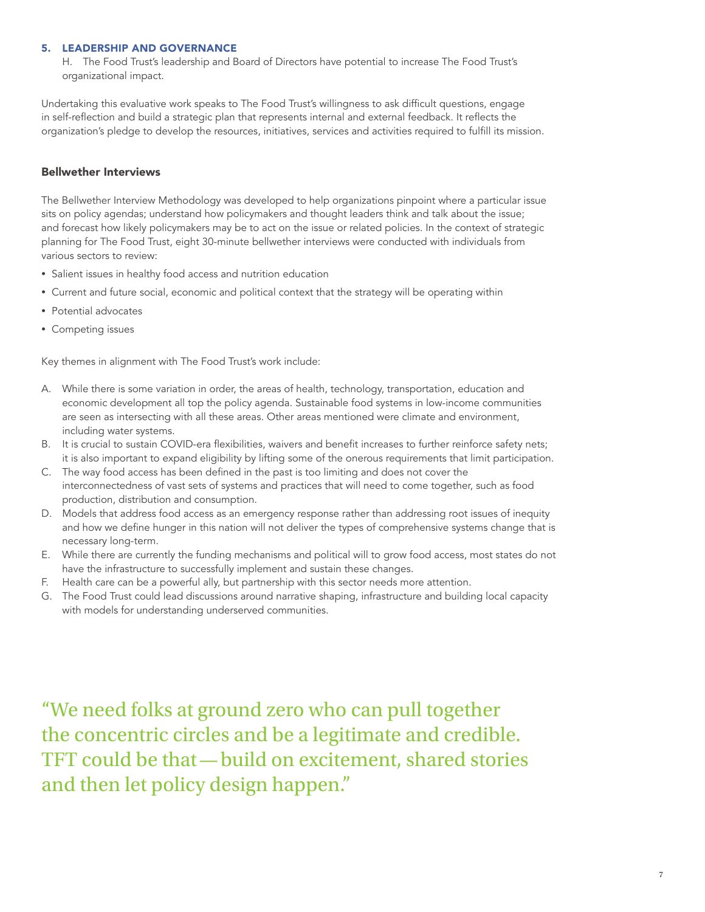### 5. LEADERSHIP AND GOVERNANCE

H. The Food Trust's leadership and Board of Directors have potential to increase The Food Trust's organizational impact.

Undertaking this evaluative work speaks to The Food Trust's willingness to ask difficult questions, engage in self-reflection and build a strategic plan that represents internal and external feedback. It reflects the organization's pledge to develop the resources, initiatives, services and activities required to fulfill its mission.

## Bellwether Interviews

The Bellwether Interview Methodology was developed to help organizations pinpoint where a particular issue sits on policy agendas; understand how policymakers and thought leaders think and talk about the issue; and forecast how likely policymakers may be to act on the issue or related policies. In the context of strategic planning for The Food Trust, eight 30-minute bellwether interviews were conducted with individuals from various sectors to review:

- Salient issues in healthy food access and nutrition education
- Current and future social, economic and political context that the strategy will be operating within
- Potential advocates
- Competing issues

Key themes in alignment with The Food Trust's work include:

A. While there is some variation in order, the areas of health, technology, transportation, education and economic development all top the policy agenda. Sustainable food systems in low-income communities are seen as intersecting with all these areas. Other areas mentioned were climate and environment, including water systems.

B. It is crucial to sustain COVID-era flexibilities, waivers and benefit increases to further reinforce safety nets; it is also important to expand eligibility by lifting some of the onerous requirements that limit participation.

C. The way food access has been defined in the past is too limiting and does not cover the interconnectedness of vast sets of systems and practices that will need to come together, such as food production, distribution and consumption.

D. Models that address food access as an emergency response rather than addressing root issues of inequity and how we define hunger in this nation will not deliver the types of comprehensive systems change that is necessary long-term.

E. While there are currently the funding mechanisms and political will to grow food access, most states do not have the infrastructure to successfully implement and sustain these changes.

F. Health care can be a powerful ally, but partnership with this sector needs more attention.

G. The Food Trust could lead discussions around narrative shaping, infrastructure and building local capacity with models for understanding underserved communities.

> "We need folks at ground zero who can pull together the concentric circles and be a legitimate and credible. TFT could be that — build on excitement, shared stories and then let policy design happen."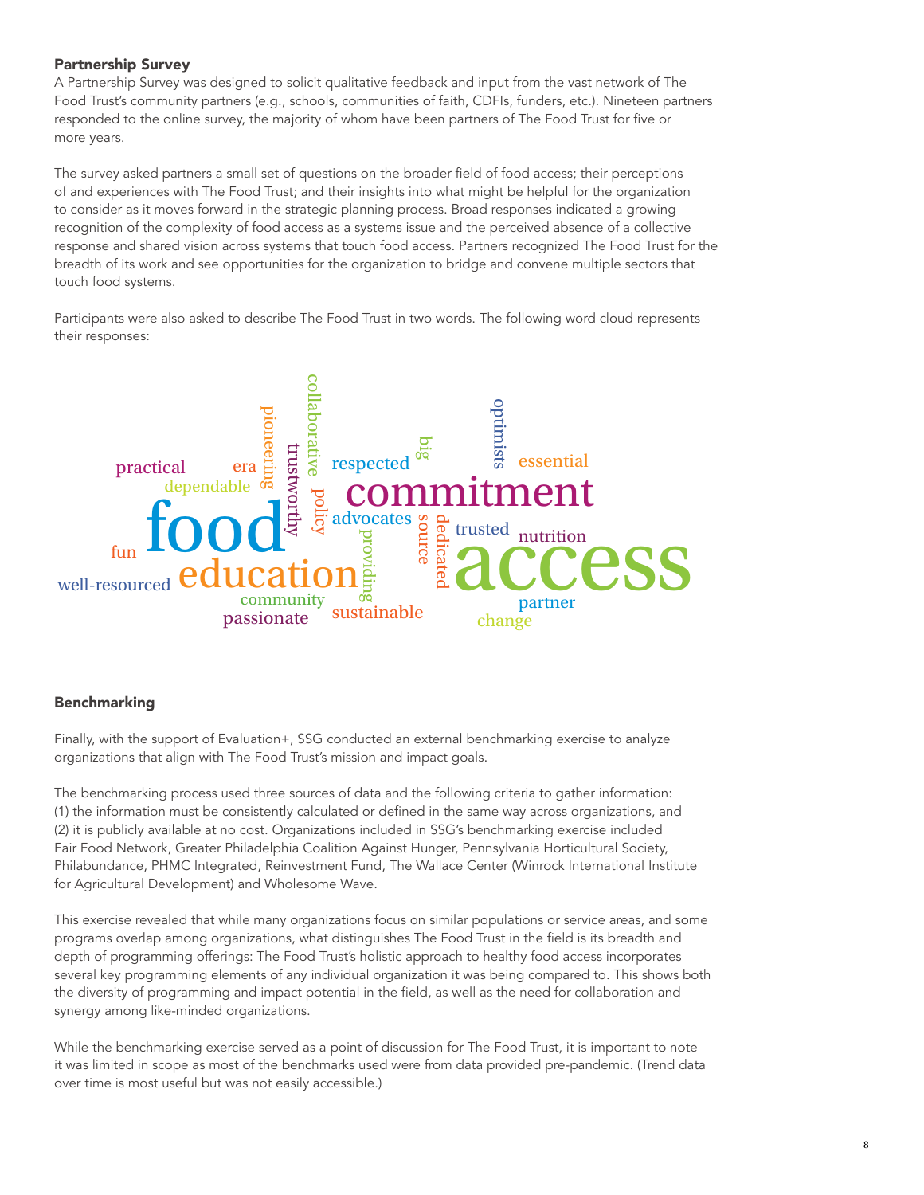### Partnership Survey

A Partnership Survey was designed to solicit qualitative feedback and input from the vast network of The Food Trust's community partners (e.g., schools, communities of faith, CDFIs, funders, etc.). Nineteen partners responded to the online survey, the majority of whom have been partners of The Food Trust for five or more years.

The survey asked partners a small set of questions on the broader field of food access; their perceptions of and experiences with The Food Trust; and their insights into what might be helpful for the organization to consider as it moves forward in the strategic planning process. Broad responses indicated a growing recognition of the complexity of food access as a systems issue and the perceived absence of a collective response and shared vision across systems that touch food access. Partners recognized The Food Trust for the breadth of its work and see opportunities for the organization to bridge and convene multiple sectors that touch food systems.

Participants were also asked to describe The Food Trust in two words. The following word cloud represents their responses:

practical, era, pioneering, collaborative, trustworthy, respected, big, optimists, essential, dependable, food, policy, commitment, advocates, source, dedicated, trusted, nutrition, fun, providing, access, well-resourced, education, community, passionate, sustainable, partner, change

### Benchmarking

Finally, with the support of Evaluation+, SSG conducted an external benchmarking exercise to analyze organizations that align with The Food Trust's mission and impact goals.

The benchmarking process used three sources of data and the following criteria to gather information: (1) the information must be consistently calculated or defined in the same way across organizations, and (2) it is publicly available at no cost. Organizations included in SSG's benchmarking exercise included Fair Food Network, Greater Philadelphia Coalition Against Hunger, Pennsylvania Horticultural Society, Philabundance, PHMC Integrated, Reinvestment Fund, The Wallace Center (Winrock International Institute for Agricultural Development) and Wholesome Wave.

This exercise revealed that while many organizations focus on similar populations or service areas, and some programs overlap among organizations, what distinguishes The Food Trust in the field is its breadth and depth of programming offerings: The Food Trust's holistic approach to healthy food access incorporates several key programming elements of any individual organization it was being compared to. This shows both the diversity of programming and impact potential in the field, as well as the need for collaboration and synergy among like-minded organizations.

While the benchmarking exercise served as a point of discussion for The Food Trust, it is important to note it was limited in scope as most of the benchmarks used were from data provided pre-pandemic. (Trend data over time is most useful but was not easily accessible.)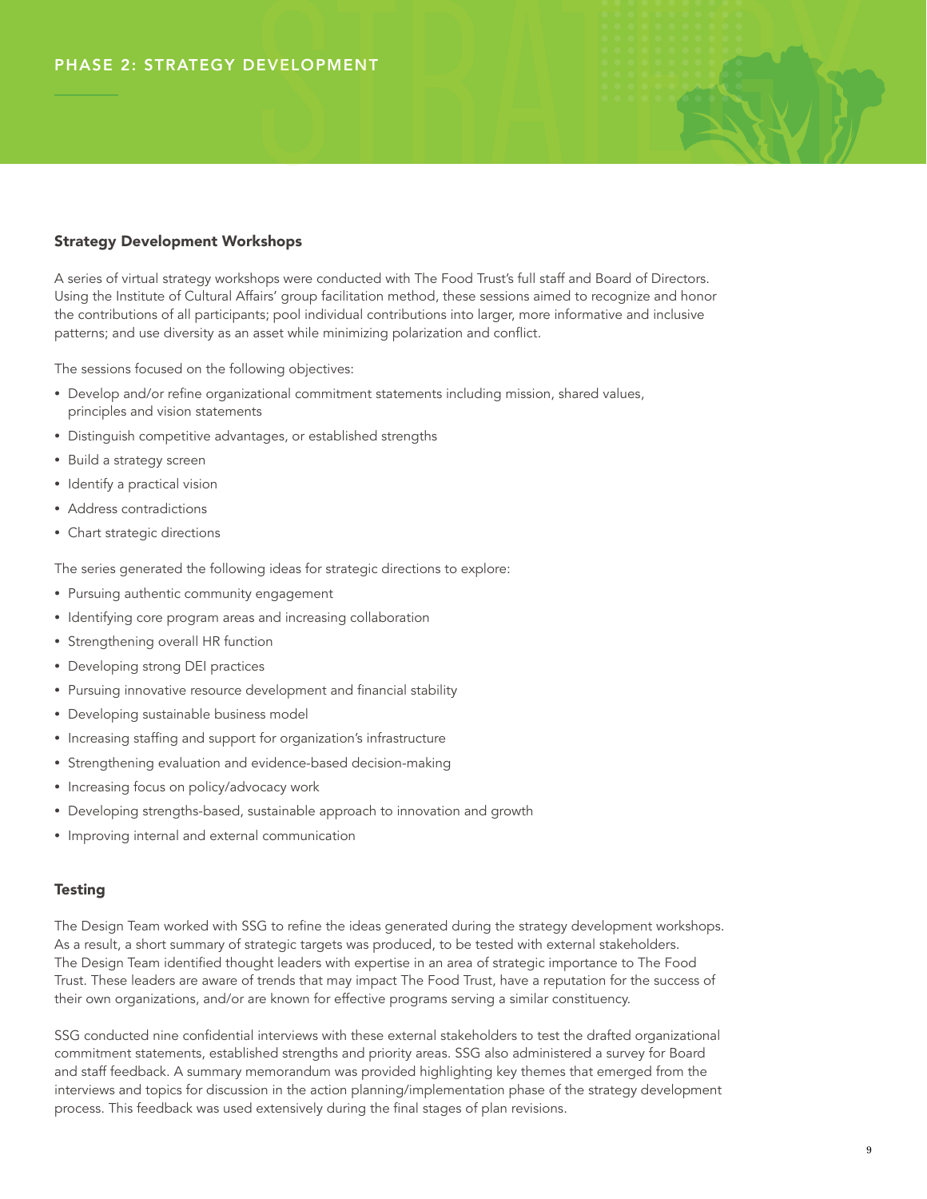# PHASE 2: STRATEGY DEVELOPMENT

## Strategy Development Workshops

A series of virtual strategy workshops were conducted with The Food Trust's full staff and Board of Directors. Using the Institute of Cultural Affairs' group facilitation method, these sessions aimed to recognize and honor the contributions of all participants; pool individual contributions into larger, more informative and inclusive patterns; and use diversity as an asset while minimizing polarization and conflict.

The sessions focused on the following objectives:

- Develop and/or refine organizational commitment statements including mission, shared values, principles and vision statements
- Distinguish competitive advantages, or established strengths
- Build a strategy screen
- Identify a practical vision
- Address contradictions
- Chart strategic directions

The series generated the following ideas for strategic directions to explore:

- Pursuing authentic community engagement
- Identifying core program areas and increasing collaboration
- Strengthening overall HR function
- Developing strong DEI practices
- Pursuing innovative resource development and financial stability
- Developing sustainable business model
- Increasing staffing and support for organization's infrastructure
- Strengthening evaluation and evidence-based decision-making
- Increasing focus on policy/advocacy work
- Developing strengths-based, sustainable approach to innovation and growth
- Improving internal and external communication

## Testing

The Design Team worked with SSG to refine the ideas generated during the strategy development workshops. As a result, a short summary of strategic targets was produced, to be tested with external stakeholders. The Design Team identified thought leaders with expertise in an area of strategic importance to The Food Trust. These leaders are aware of trends that may impact The Food Trust, have a reputation for the success of their own organizations, and/or are known for effective programs serving a similar constituency.

SSG conducted nine confidential interviews with these external stakeholders to test the drafted organizational commitment statements, established strengths and priority areas. SSG also administered a survey for Board and staff feedback. A summary memorandum was provided highlighting key themes that emerged from the interviews and topics for discussion in the action planning/implementation phase of the strategy development process. This feedback was used extensively during the final stages of plan revisions.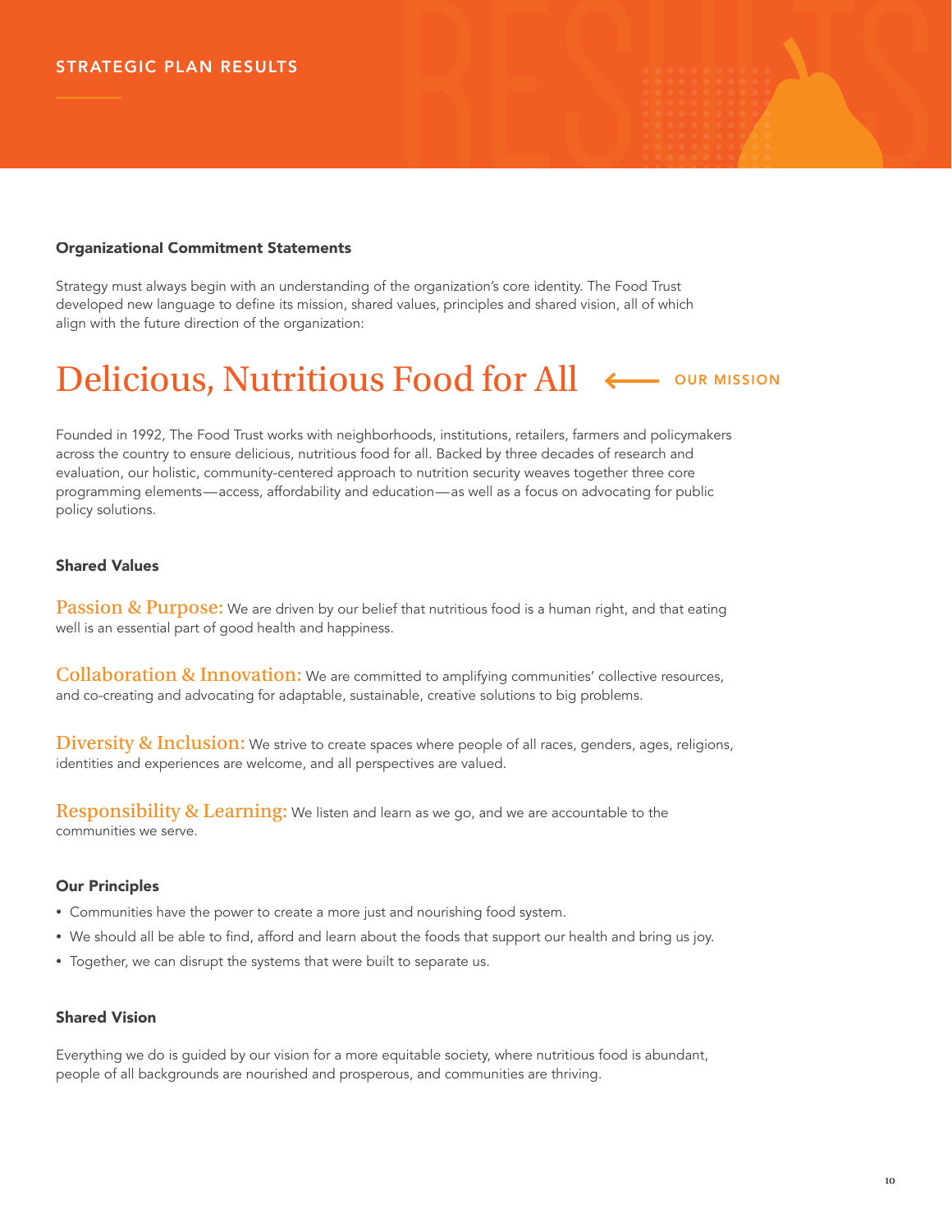## STRATEGIC PLAN RESULTS

### Organizational Commitment Statements

Strategy must always begin with an understanding of the organization's core identity. The Food Trust developed new language to define its mission, shared values, principles and shared vision, all of which align with the future direction of the organization:

# Delicious, Nutritious Food for All ⟵ OUR MISSION

Founded in 1992, The Food Trust works with neighborhoods, institutions, retailers, farmers and policymakers across the country to ensure delicious, nutritious food for all. Backed by three decades of research and evaluation, our holistic, community-centered approach to nutrition security weaves together three core programming elements—access, affordability and education—as well as a focus on advocating for public policy solutions.

### Shared Values

**Passion & Purpose:** We are driven by our belief that nutritious food is a human right, and that eating well is an essential part of good health and happiness.

**Collaboration & Innovation:** We are committed to amplifying communities' collective resources, and co-creating and advocating for adaptable, sustainable, creative solutions to big problems.

**Diversity & Inclusion:** We strive to create spaces where people of all races, genders, ages, religions, identities and experiences are welcome, and all perspectives are valued.

**Responsibility & Learning:** We listen and learn as we go, and we are accountable to the communities we serve.

### Our Principles

- Communities have the power to create a more just and nourishing food system.
- We should all be able to find, afford and learn about the foods that support our health and bring us joy.
- Together, we can disrupt the systems that were built to separate us.

### Shared Vision

Everything we do is guided by our vision for a more equitable society, where nutritious food is abundant, people of all backgrounds are nourished and prosperous, and communities are thriving.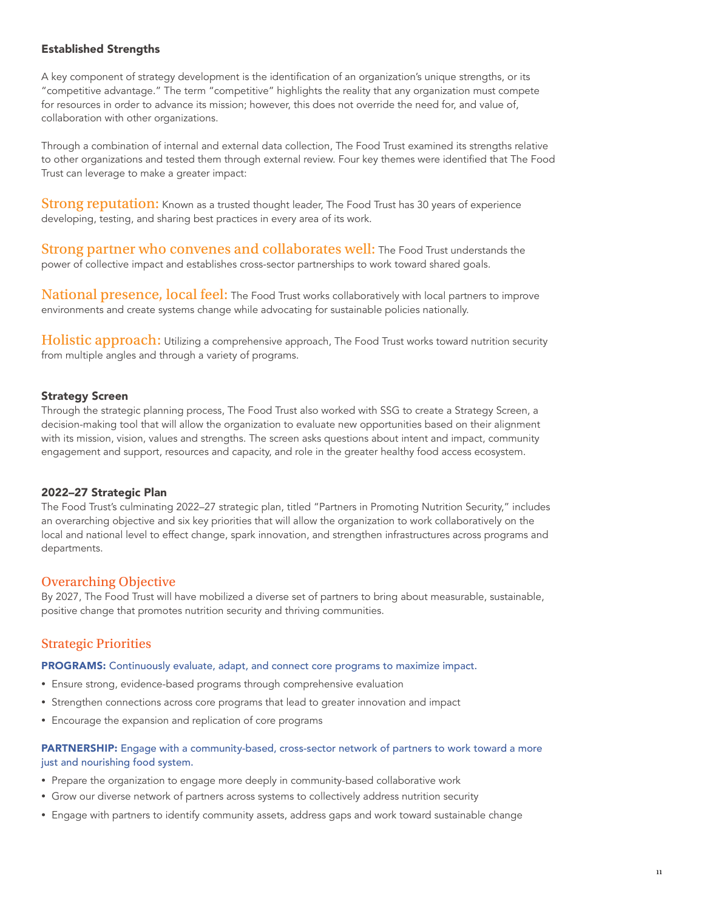### Established Strengths

A key component of strategy development is the identification of an organization's unique strengths, or its "competitive advantage." The term "competitive" highlights the reality that any organization must compete for resources in order to advance its mission; however, this does not override the need for, and value of, collaboration with other organizations.

Through a combination of internal and external data collection, The Food Trust examined its strengths relative to other organizations and tested them through external review. Four key themes were identified that The Food Trust can leverage to make a greater impact:

**Strong reputation:** Known as a trusted thought leader, The Food Trust has 30 years of experience developing, testing, and sharing best practices in every area of its work.

**Strong partner who convenes and collaborates well:** The Food Trust understands the power of collective impact and establishes cross-sector partnerships to work toward shared goals.

**National presence, local feel:** The Food Trust works collaboratively with local partners to improve environments and create systems change while advocating for sustainable policies nationally.

**Holistic approach:** Utilizing a comprehensive approach, The Food Trust works toward nutrition security from multiple angles and through a variety of programs.

### Strategy Screen

Through the strategic planning process, The Food Trust also worked with SSG to create a Strategy Screen, a decision-making tool that will allow the organization to evaluate new opportunities based on their alignment with its mission, vision, values and strengths. The screen asks questions about intent and impact, community engagement and support, resources and capacity, and role in the greater healthy food access ecosystem.

### 2022–27 Strategic Plan

The Food Trust's culminating 2022–27 strategic plan, titled "Partners in Promoting Nutrition Security," includes an overarching objective and six key priorities that will allow the organization to work collaboratively on the local and national level to effect change, spark innovation, and strengthen infrastructures across programs and departments.

## Overarching Objective

By 2027, The Food Trust will have mobilized a diverse set of partners to bring about measurable, sustainable, positive change that promotes nutrition security and thriving communities.

## Strategic Priorities

**PROGRAMS:** Continuously evaluate, adapt, and connect core programs to maximize impact.

- Ensure strong, evidence-based programs through comprehensive evaluation
- Strengthen connections across core programs that lead to greater innovation and impact
- Encourage the expansion and replication of core programs

**PARTNERSHIP:** Engage with a community-based, cross-sector network of partners to work toward a more just and nourishing food system.

- Prepare the organization to engage more deeply in community-based collaborative work
- Grow our diverse network of partners across systems to collectively address nutrition security
- Engage with partners to identify community assets, address gaps and work toward sustainable change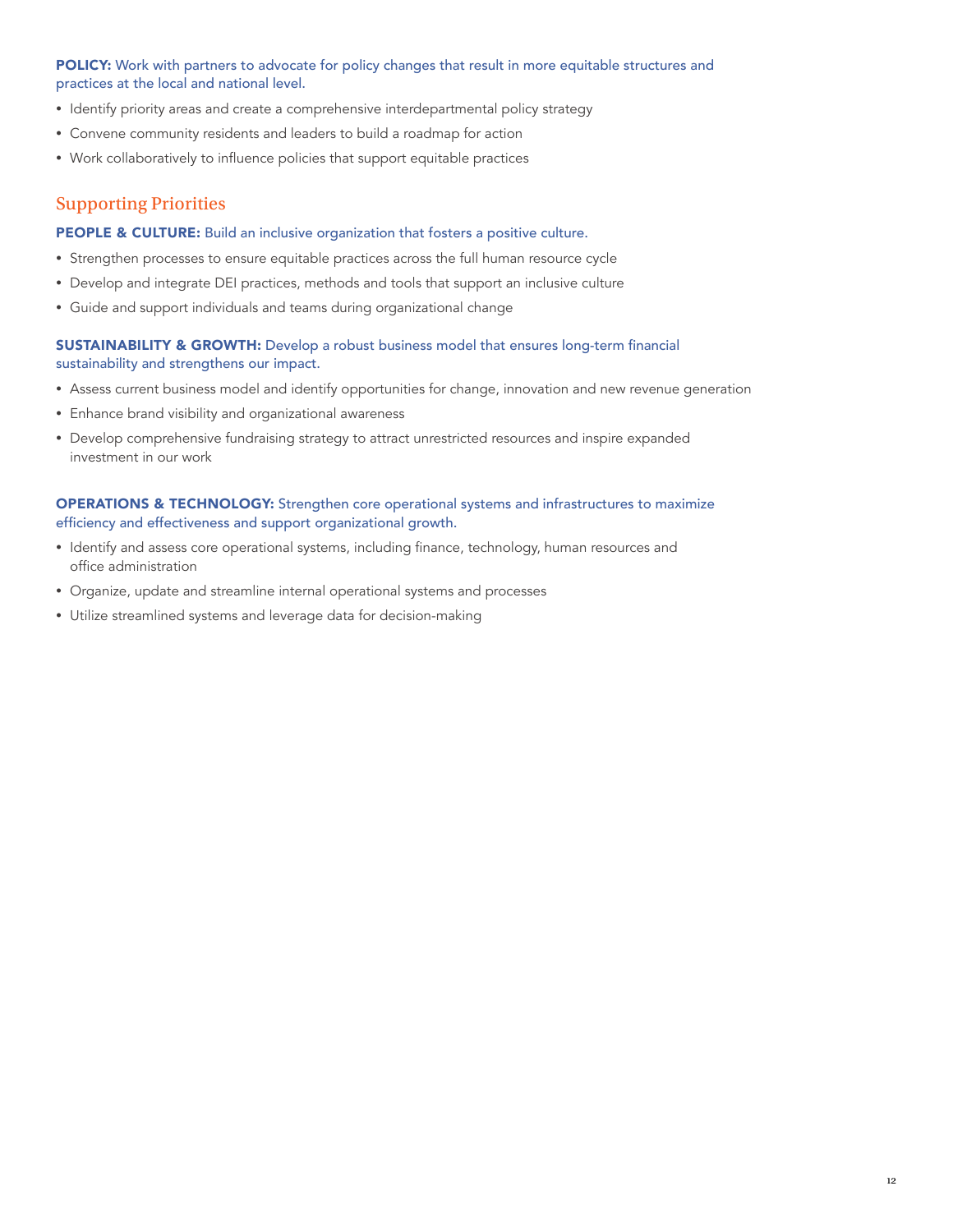**POLICY:** Work with partners to advocate for policy changes that result in more equitable structures and practices at the local and national level.

- Identify priority areas and create a comprehensive interdepartmental policy strategy
- Convene community residents and leaders to build a roadmap for action
- Work collaboratively to influence policies that support equitable practices

## Supporting Priorities

**PEOPLE & CULTURE:** Build an inclusive organization that fosters a positive culture.

- Strengthen processes to ensure equitable practices across the full human resource cycle
- Develop and integrate DEI practices, methods and tools that support an inclusive culture
- Guide and support individuals and teams during organizational change

**SUSTAINABILITY & GROWTH:** Develop a robust business model that ensures long-term financial sustainability and strengthens our impact.

- Assess current business model and identify opportunities for change, innovation and new revenue generation
- Enhance brand visibility and organizational awareness
- Develop comprehensive fundraising strategy to attract unrestricted resources and inspire expanded investment in our work

**OPERATIONS & TECHNOLOGY:** Strengthen core operational systems and infrastructures to maximize efficiency and effectiveness and support organizational growth.

- Identify and assess core operational systems, including finance, technology, human resources and office administration
- Organize, update and streamline internal operational systems and processes
- Utilize streamlined systems and leverage data for decision-making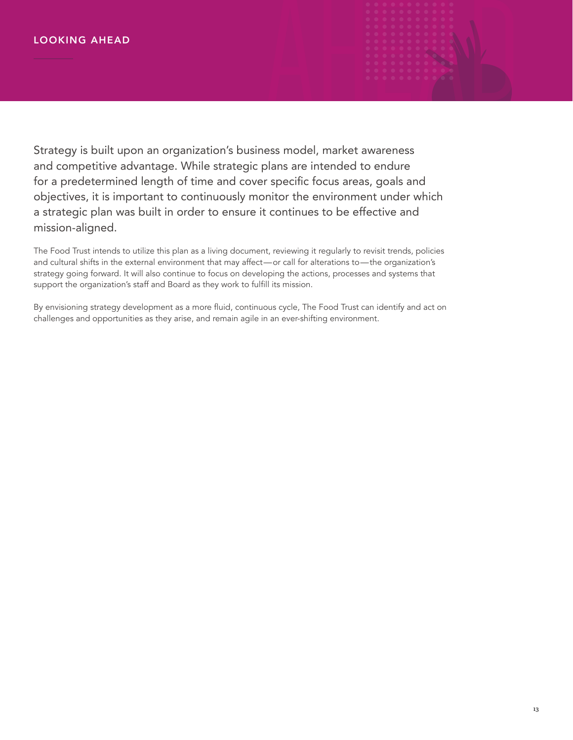# LOOKING AHEAD

Strategy is built upon an organization's business model, market awareness and competitive advantage. While strategic plans are intended to endure for a predetermined length of time and cover specific focus areas, goals and objectives, it is important to continuously monitor the environment under which a strategic plan was built in order to ensure it continues to be effective and mission-aligned.

The Food Trust intends to utilize this plan as a living document, reviewing it regularly to revisit trends, policies and cultural shifts in the external environment that may affect—or call for alterations to—the organization's strategy going forward. It will also continue to focus on developing the actions, processes and systems that support the organization's staff and Board as they work to fulfill its mission.

By envisioning strategy development as a more fluid, continuous cycle, The Food Trust can identify and act on challenges and opportunities as they arise, and remain agile in an ever-shifting environment.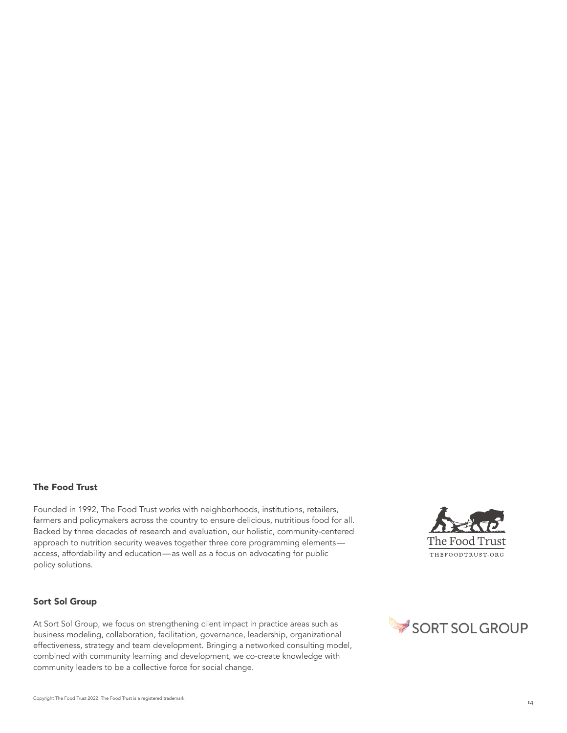## The Food Trust

Founded in 1992, The Food Trust works with neighborhoods, institutions, retailers, farmers and policymakers across the country to ensure delicious, nutritious food for all. Backed by three decades of research and evaluation, our holistic, community-centered approach to nutrition security weaves together three core programming elements—access, affordability and education—as well as a focus on advocating for public policy solutions.

The Food Trust
THEFOODTRUST.ORG

## Sort Sol Group

At Sort Sol Group, we focus on strengthening client impact in practice areas such as business modeling, collaboration, facilitation, governance, leadership, organizational effectiveness, strategy and team development. Bringing a networked consulting model, combined with community learning and development, we co-create knowledge with community leaders to be a collective force for social change.

SORT SOL GROUP

Copyright The Food Trust 2022. The Food Trust is a registered trademark.